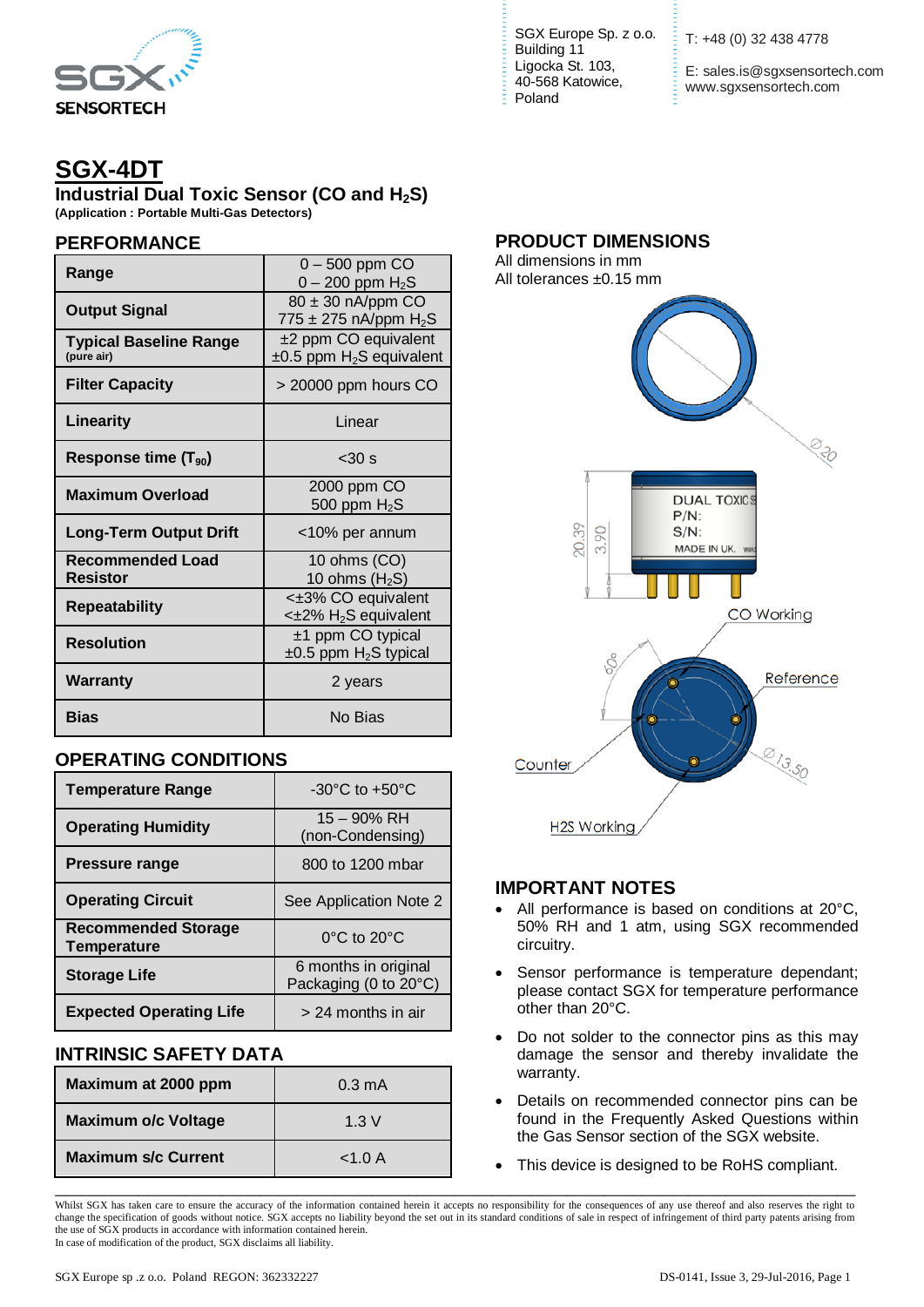SGX Europe Sp. z o.o.
Building 11
Ligocka St. 103,
40-568 Katowice,
Poland

T: +48 (0) 32 438 4778

E: sales.is@sgxsensortech.com
www.sgxsensortech.com

# SGX-4DT

## Industrial Dual Toxic Sensor (CO and $H_2S$)

**(Application : Portable Multi-Gas Detectors)**

## PERFORMANCE

| | |
|---|---|
| **Range** | 0 – 500 ppm CO<br>0 – 200 ppm $H_2S$ |
| **Output Signal** | 80 ± 30 nA/ppm CO<br>775 ± 275 nA/ppm $H_2S$ |
| **Typical Baseline Range** (pure air) | ±2 ppm CO equivalent<br>±0.5 ppm $H_2S$ equivalent |
| **Filter Capacity** | > 20000 ppm hours CO |
| **Linearity** | Linear |
| **Response time ($T_{90}$)** | <30 s |
| **Maximum Overload** | 2000 ppm CO<br>500 ppm $H_2S$ |
| **Long-Term Output Drift** | <10% per annum |
| **Recommended Load Resistor** | 10 ohms (CO)<br>10 ohms ($H_2S$) |
| **Repeatability** | <±3% CO equivalent<br><±2% $H_2S$ equivalent |
| **Resolution** | ±1 ppm CO typical<br>±0.5 ppm $H_2S$ typical |
| **Warranty** | 2 years |
| **Bias** | No Bias |

## OPERATING CONDITIONS

| | |
|---|---|
| **Temperature Range** | -30°C to +50°C |
| **Operating Humidity** | 15 – 90% RH<br>(non-Condensing) |
| **Pressure range** | 800 to 1200 mbar |
| **Operating Circuit** | See Application Note 2 |
| **Recommended Storage Temperature** | 0°C to 20°C |
| **Storage Life** | 6 months in original Packaging (0 to 20°C) |
| **Expected Operating Life** | > 24 months in air |

## INTRINSIC SAFETY DATA

| | |
|---|---|
| **Maximum at 2000 ppm** | 0.3 mA |
| **Maximum o/c Voltage** | 1.3 V |
| **Maximum s/c Current** | <1.0 A |

## PRODUCT DIMENSIONS

All dimensions in mm
All tolerances ±0.15 mm

Ø20

20.39  3.90

DUAL TOXIC S
P/N:
S/N:
MADE IN UK.

CO Working

60°

Reference

Counter

Ø13.50

H2S Working

## IMPORTANT NOTES

- All performance is based on conditions at 20°C, 50% RH and 1 atm, using SGX recommended circuitry.
- Sensor performance is temperature dependant; please contact SGX for temperature performance other than 20°C.
- Do not solder to the connector pins as this may damage the sensor and thereby invalidate the warranty.
- Details on recommended connector pins can be found in the Frequently Asked Questions within the Gas Sensor section of the SGX website.
- This device is designed to be RoHS compliant.

Whilst SGX has taken care to ensure the accuracy of the information contained herein it accepts no responsibility for the consequences of any use thereof and also reserves the right to change the specification of goods without notice. SGX accepts no liability beyond the set out in its standard conditions of sale in respect of infringement of third party patents arising from the use of SGX products in accordance with information contained herein.
In case of modification of the product, SGX disclaims all liability.

SGX Europe sp .z o.o. Poland REGON: 362332227

DS-0141, Issue 3, 29-Jul-2016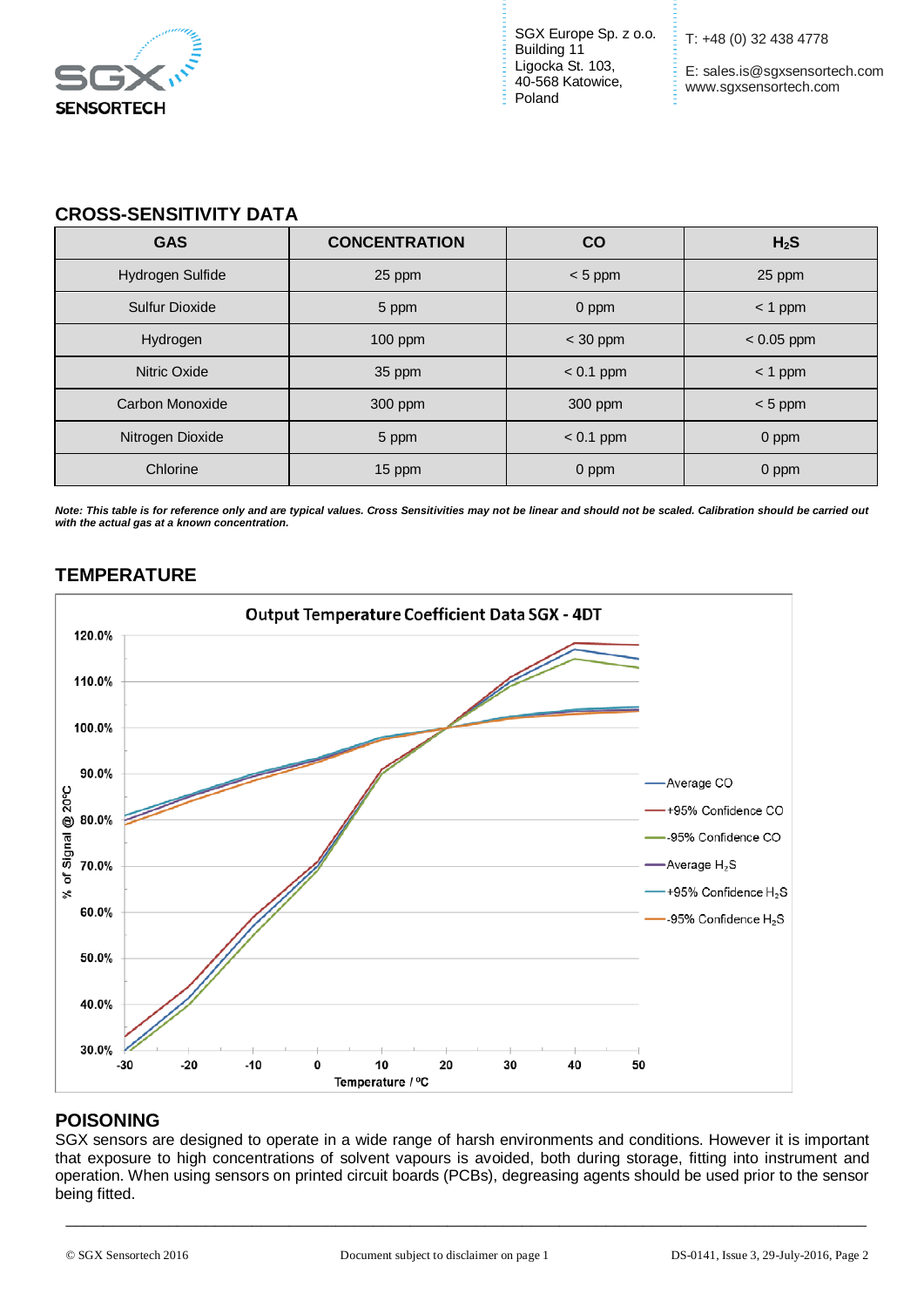## CROSS-SENSITIVITY DATA

| GAS | CONCENTRATION | CO | $H_2S$ |
|---|---|---|---|
| Hydrogen Sulfide | 25 ppm | < 5 ppm | 25 ppm |
| Sulfur Dioxide | 5 ppm | 0 ppm | < 1 ppm |
| Hydrogen | 100 ppm | < 30 ppm | < 0.05 ppm |
| Nitric Oxide | 35 ppm | < 0.1 ppm | < 1 ppm |
| Carbon Monoxide | 300 ppm | 300 ppm | < 5 ppm |
| Nitrogen Dioxide | 5 ppm | < 0.1 ppm | 0 ppm |
| Chlorine | 15 ppm | 0 ppm | 0 ppm |

***Note: This table is for reference only and are typical values. Cross Sensitivities may not be linear and should not be scaled. Calibration should be carried out with the actual gas at a known concentration.***

## TEMPERATURE

Output Temperature Coefficient Data SGX - 4DT

120.0%
110.0%
100.0%
90.0%
80.0%
70.0%
60.0%
50.0%
40.0%
30.0%

% of Signal @ 20ºC

-30 -20 -10 0 10 20 30 40 50

Temperature / ºC

Average CO
+95% Confidence CO
-95% Confidence CO
Average $H_2S$
+95% Confidence $H_2S$
-95% Confidence $H_2S$

## POISONING

SGX sensors are designed to operate in a wide range of harsh environments and conditions. However it is important that exposure to high concentrations of solvent vapours is avoided, both during storage, fitting into instrument and operation. When using sensors on printed circuit boards (PCBs), degreasing agents should be used prior to the sensor being fitted.